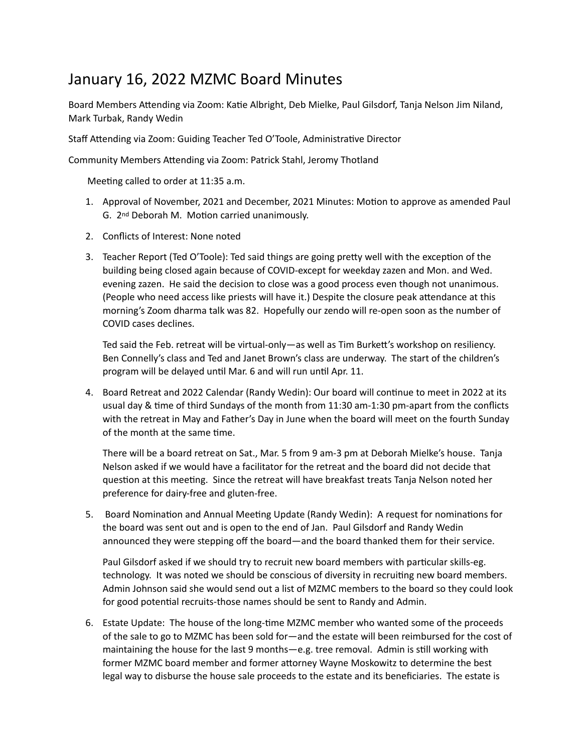# January 16, 2022 MZMC Board Minutes

Board Members Attending via Zoom: Katie Albright, Deb Mielke, Paul Gilsdorf, Tanja Nelson Jim Niland, Mark Turbak, Randy Wedin

Staff Attending via Zoom: Guiding Teacher Ted O'Toole, Administrative Director

Community Members Attending via Zoom: Patrick Stahl, Jeromy Thotland

Meeting called to order at 11:35 a.m.

1. Approval of November, 2021 and December, 2021 Minutes: Motion to approve as amended Paul G. 2nd Deborah M. Motion carried unanimously.

2. Conflicts of Interest: None noted

3. Teacher Report (Ted O'Toole): Ted said things are going pretty well with the exception of the building being closed again because of COVID-except for weekday zazen and Mon. and Wed. evening zazen. He said the decision to close was a good process even though not unanimous. (People who need access like priests will have it.) Despite the closure peak attendance at this morning's Zoom dharma talk was 82. Hopefully our zendo will re-open soon as the number of COVID cases declines.

   Ted said the Feb. retreat will be virtual-only—as well as Tim Burkett's workshop on resiliency. Ben Connelly's class and Ted and Janet Brown's class are underway. The start of the children's program will be delayed until Mar. 6 and will run until Apr. 11.

4. Board Retreat and 2022 Calendar (Randy Wedin): Our board will continue to meet in 2022 at its usual day & time of third Sundays of the month from 11:30 am-1:30 pm-apart from the conflicts with the retreat in May and Father's Day in June when the board will meet on the fourth Sunday of the month at the same time.

   There will be a board retreat on Sat., Mar. 5 from 9 am-3 pm at Deborah Mielke's house. Tanja Nelson asked if we would have a facilitator for the retreat and the board did not decide that question at this meeting. Since the retreat will have breakfast treats Tanja Nelson noted her preference for dairy-free and gluten-free.

5. Board Nomination and Annual Meeting Update (Randy Wedin): A request for nominations for the board was sent out and is open to the end of Jan. Paul Gilsdorf and Randy Wedin announced they were stepping off the board—and the board thanked them for their service.

   Paul Gilsdorf asked if we should try to recruit new board members with particular skills-eg. technology. It was noted we should be conscious of diversity in recruiting new board members. Admin Johnson said she would send out a list of MZMC members to the board so they could look for good potential recruits-those names should be sent to Randy and Admin.

6. Estate Update: The house of the long-time MZMC member who wanted some of the proceeds of the sale to go to MZMC has been sold for—and the estate will been reimbursed for the cost of maintaining the house for the last 9 months—e.g. tree removal. Admin is still working with former MZMC board member and former attorney Wayne Moskowitz to determine the best legal way to disburse the house sale proceeds to the estate and its beneficiaries. The estate is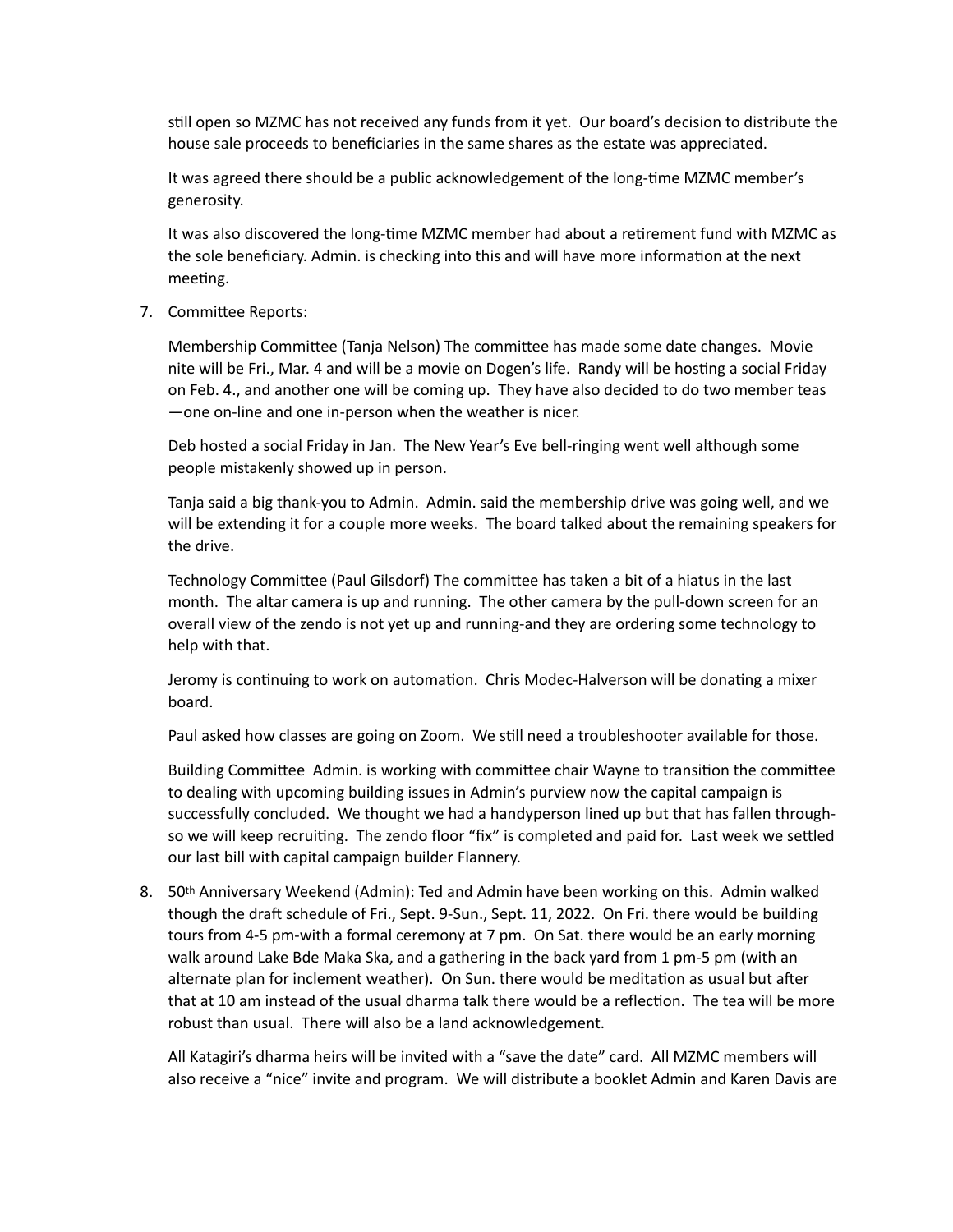still open so MZMC has not received any funds from it yet. Our board's decision to distribute the house sale proceeds to beneficiaries in the same shares as the estate was appreciated.

It was agreed there should be a public acknowledgement of the long-time MZMC member's generosity.

It was also discovered the long-time MZMC member had about a retirement fund with MZMC as the sole beneficiary. Admin. is checking into this and will have more information at the next meeting.

7. Committee Reports:

   Membership Committee (Tanja Nelson) The committee has made some date changes. Movie nite will be Fri., Mar. 4 and will be a movie on Dogen's life. Randy will be hosting a social Friday on Feb. 4., and another one will be coming up. They have also decided to do two member teas—one on-line and one in-person when the weather is nicer.

   Deb hosted a social Friday in Jan. The New Year's Eve bell-ringing went well although some people mistakenly showed up in person.

   Tanja said a big thank-you to Admin. Admin. said the membership drive was going well, and we will be extending it for a couple more weeks. The board talked about the remaining speakers for the drive.

   Technology Committee (Paul Gilsdorf) The committee has taken a bit of a hiatus in the last month. The altar camera is up and running. The other camera by the pull-down screen for an overall view of the zendo is not yet up and running-and they are ordering some technology to help with that.

   Jeromy is continuing to work on automation. Chris Modec-Halverson will be donating a mixer board.

   Paul asked how classes are going on Zoom. We still need a troubleshooter available for those.

   Building Committee Admin. is working with committee chair Wayne to transition the committee to dealing with upcoming building issues in Admin's purview now the capital campaign is successfully concluded. We thought we had a handyperson lined up but that has fallen through-so we will keep recruiting. The zendo floor "fix" is completed and paid for. Last week we settled our last bill with capital campaign builder Flannery.

8. 50th Anniversary Weekend (Admin): Ted and Admin have been working on this. Admin walked though the draft schedule of Fri., Sept. 9-Sun., Sept. 11, 2022. On Fri. there would be building tours from 4-5 pm-with a formal ceremony at 7 pm. On Sat. there would be an early morning walk around Lake Bde Maka Ska, and a gathering in the back yard from 1 pm-5 pm (with an alternate plan for inclement weather). On Sun. there would be meditation as usual but after that at 10 am instead of the usual dharma talk there would be a reflection. The tea will be more robust than usual. There will also be a land acknowledgement.

   All Katagiri's dharma heirs will be invited with a "save the date" card. All MZMC members will also receive a "nice" invite and program. We will distribute a booklet Admin and Karen Davis are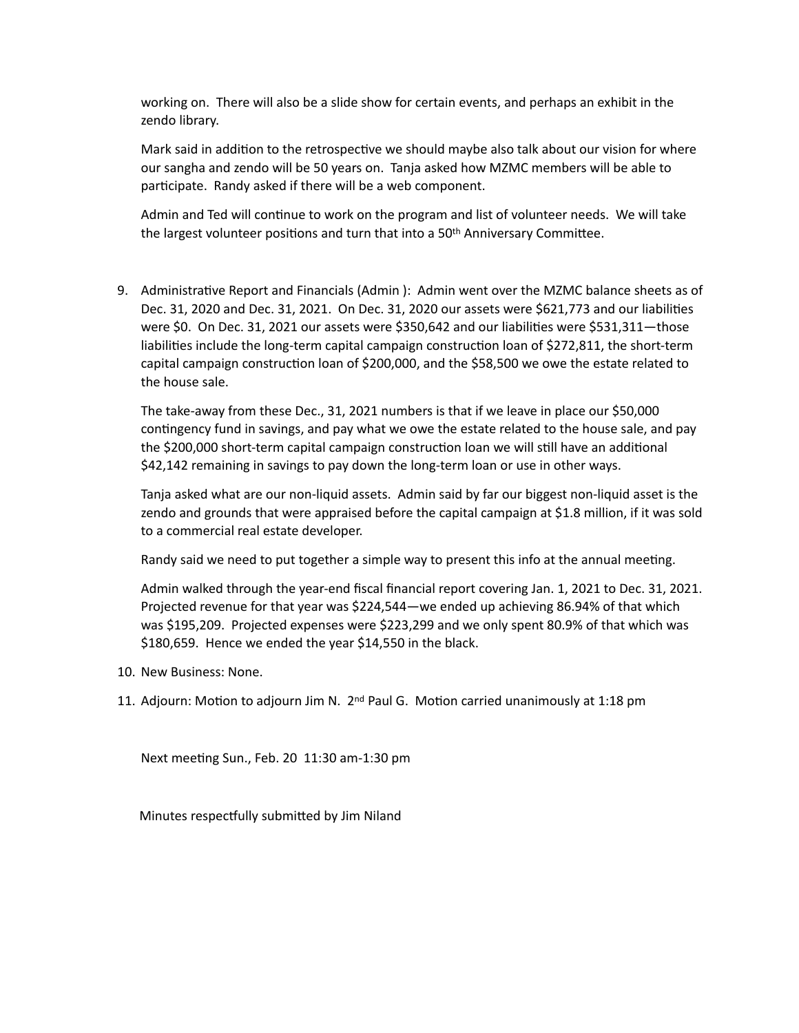working on. There will also be a slide show for certain events, and perhaps an exhibit in the zendo library.

Mark said in addition to the retrospective we should maybe also talk about our vision for where our sangha and zendo will be 50 years on. Tanja asked how MZMC members will be able to participate. Randy asked if there will be a web component.

Admin and Ted will continue to work on the program and list of volunteer needs. We will take the largest volunteer positions and turn that into a 50th Anniversary Committee.

9. Administrative Report and Financials (Admin ): Admin went over the MZMC balance sheets as of Dec. 31, 2020 and Dec. 31, 2021. On Dec. 31, 2020 our assets were $621,773 and our liabilities were $0. On Dec. 31, 2021 our assets were $350,642 and our liabilities were $531,311—those liabilities include the long-term capital campaign construction loan of $272,811, the short-term capital campaign construction loan of $200,000, and the $58,500 we owe the estate related to the house sale.

   The take-away from these Dec., 31, 2021 numbers is that if we leave in place our $50,000 contingency fund in savings, and pay what we owe the estate related to the house sale, and pay the $200,000 short-term capital campaign construction loan we will still have an additional $42,142 remaining in savings to pay down the long-term loan or use in other ways.

   Tanja asked what are our non-liquid assets. Admin said by far our biggest non-liquid asset is the zendo and grounds that were appraised before the capital campaign at $1.8 million, if it was sold to a commercial real estate developer.

   Randy said we need to put together a simple way to present this info at the annual meeting.

   Admin walked through the year-end fiscal financial report covering Jan. 1, 2021 to Dec. 31, 2021. Projected revenue for that year was $224,544—we ended up achieving 86.94% of that which was $195,209. Projected expenses were $223,299 and we only spent 80.9% of that which was $180,659. Hence we ended the year $14,550 in the black.

10. New Business: None.

11. Adjourn: Motion to adjourn Jim N. 2nd Paul G. Motion carried unanimously at 1:18 pm

Next meeting Sun., Feb. 20 11:30 am-1:30 pm

Minutes respectfully submitted by Jim Niland